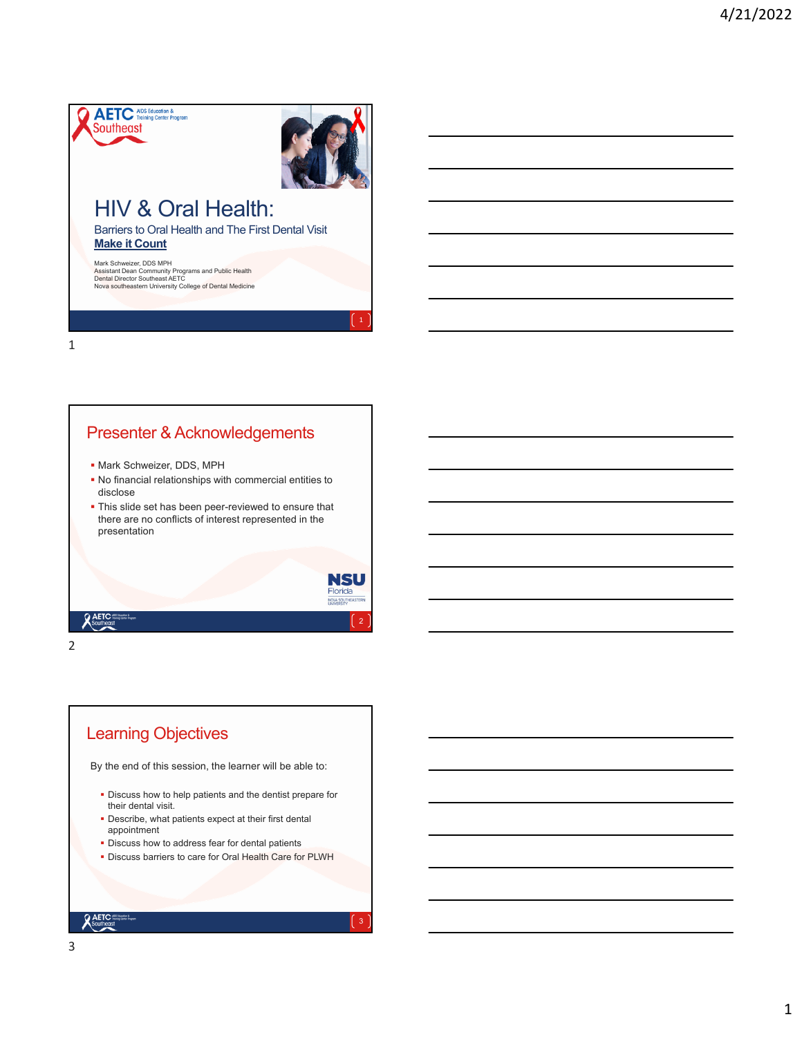# HIV & Oral Health:

## Barriers to Oral Health and The First Dental Visit

**Make it Count**

Mark Schweizer, DDS MPH
Assistant Dean Community Programs and Public Health
Dental Director Southeast AETC
Nova southeastern University College of Dental Medicine

## Presenter & Acknowledgements

- Mark Schweizer, DDS, MPH
- No financial relationships with commercial entities to disclose
- This slide set has been peer-reviewed to ensure that there are no conflicts of interest represented in the presentation

## Learning Objectives

By the end of this session, the learner will be able to:

- Discuss how to help patients and the dentist prepare for their dental visit.
- Describe, what patients expect at their first dental appointment
- Discuss how to address fear for dental patients
- Discuss barriers to care for Oral Health Care for PLWH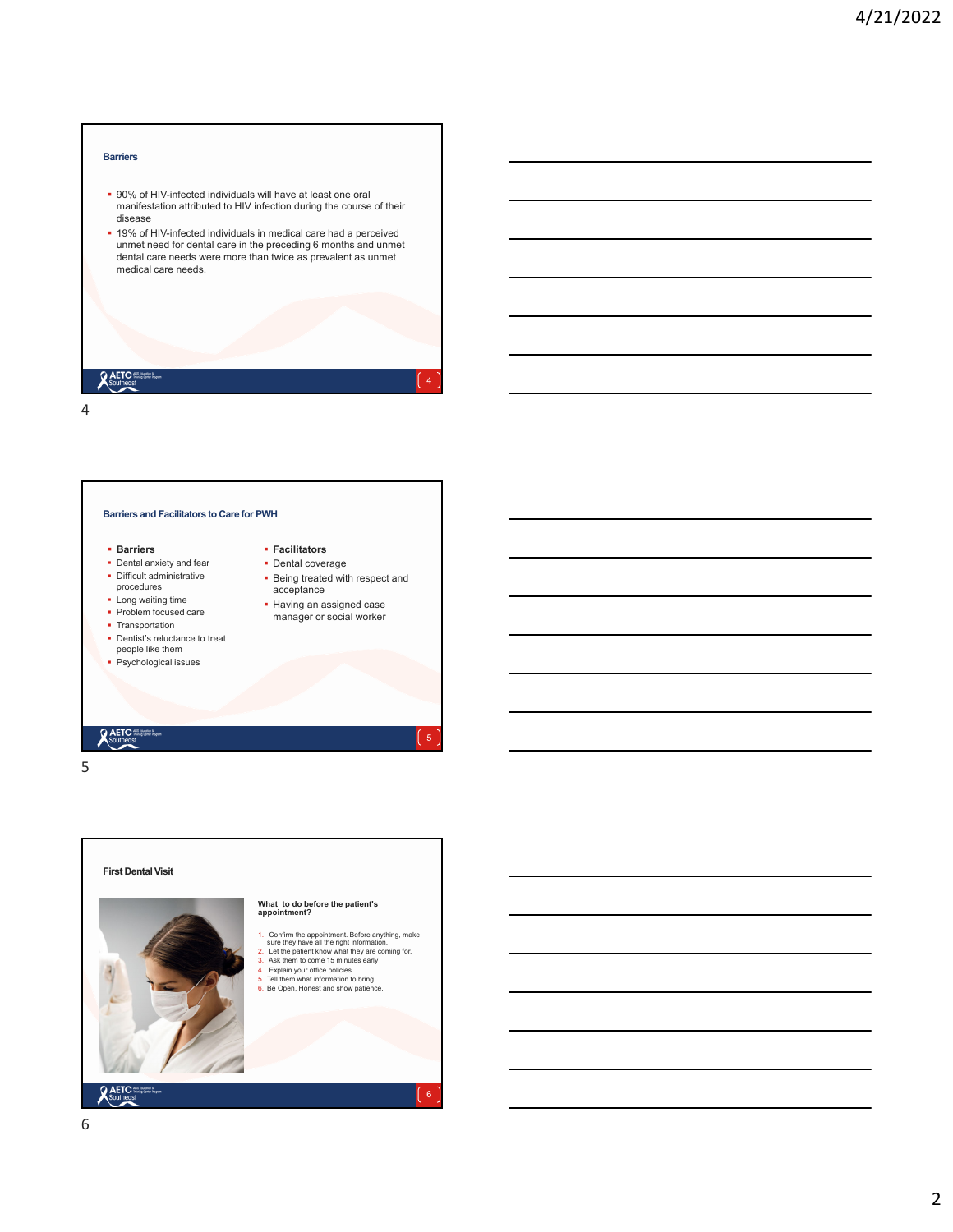## Barriers

- 90% of HIV-infected individuals will have at least one oral manifestation attributed to HIV infection during the course of their disease
- 19% of HIV-infected individuals in medical care had a perceived unmet need for dental care in the preceding 6 months and unmet dental care needs were more than twice as prevalent as unmet medical care needs.

## Barriers and Facilitators to Care for PWH

- **Barriers**
- Dental anxiety and fear
- Difficult administrative procedures
- Long waiting time
- Problem focused care
- Transportation
- Dentist's reluctance to treat people like them
- Psychological issues

- **Facilitators**
- Dental coverage
- Being treated with respect and acceptance
- Having an assigned case manager or social worker

## First Dental Visit

**What to do before the patient's appointment?**

1. Confirm the appointment. Before anything, make sure they have all the right information.
2. Let the patient know what they are coming for.
3. Ask them to come 15 minutes early
4. Explain your office policies
5. Tell them what information to bring
6. Be Open, Honest and show patience.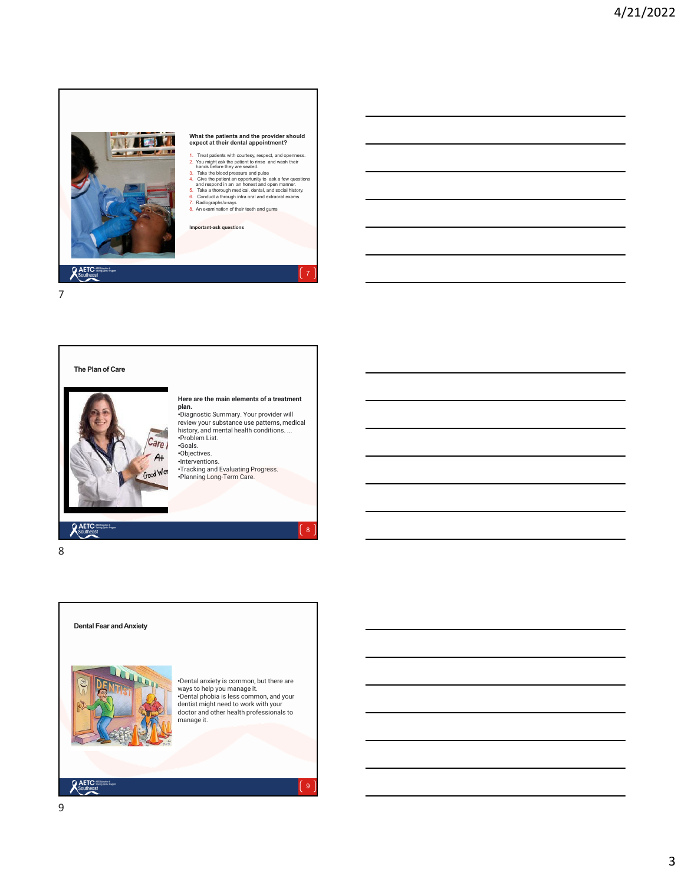## What the patients and the provider should expect at their dental appointment?

1. Treat patients with courtesy, respect, and openness.
2. You might ask the patient to rinse and wash their hands before they are seated.
3. Take the blood pressure and pulse
4. Give the patient an opportunity to ask a few questions and respond in an an honest and open manner.
5. Take a thorough medical, dental, and social history.
6. Conduct a through intra oral and extraoral exams
7. Radiographs/x-rays
8. An examination of their teeth and gums

**Important-ask questions**

## The Plan of Care

**Here are the main elements of a treatment plan.**

- Diagnostic Summary. Your provider will review your substance use patterns, medical history, and mental health conditions. ...
- Problem List.
- Goals.
- Objectives.
- Interventions.
- Tracking and Evaluating Progress.
- Planning Long-Term Care.

## Dental Fear and Anxiety

- Dental anxiety is common, but there are ways to help you manage it.
- Dental phobia is less common, and your dentist might need to work with your doctor and other health professionals to manage it.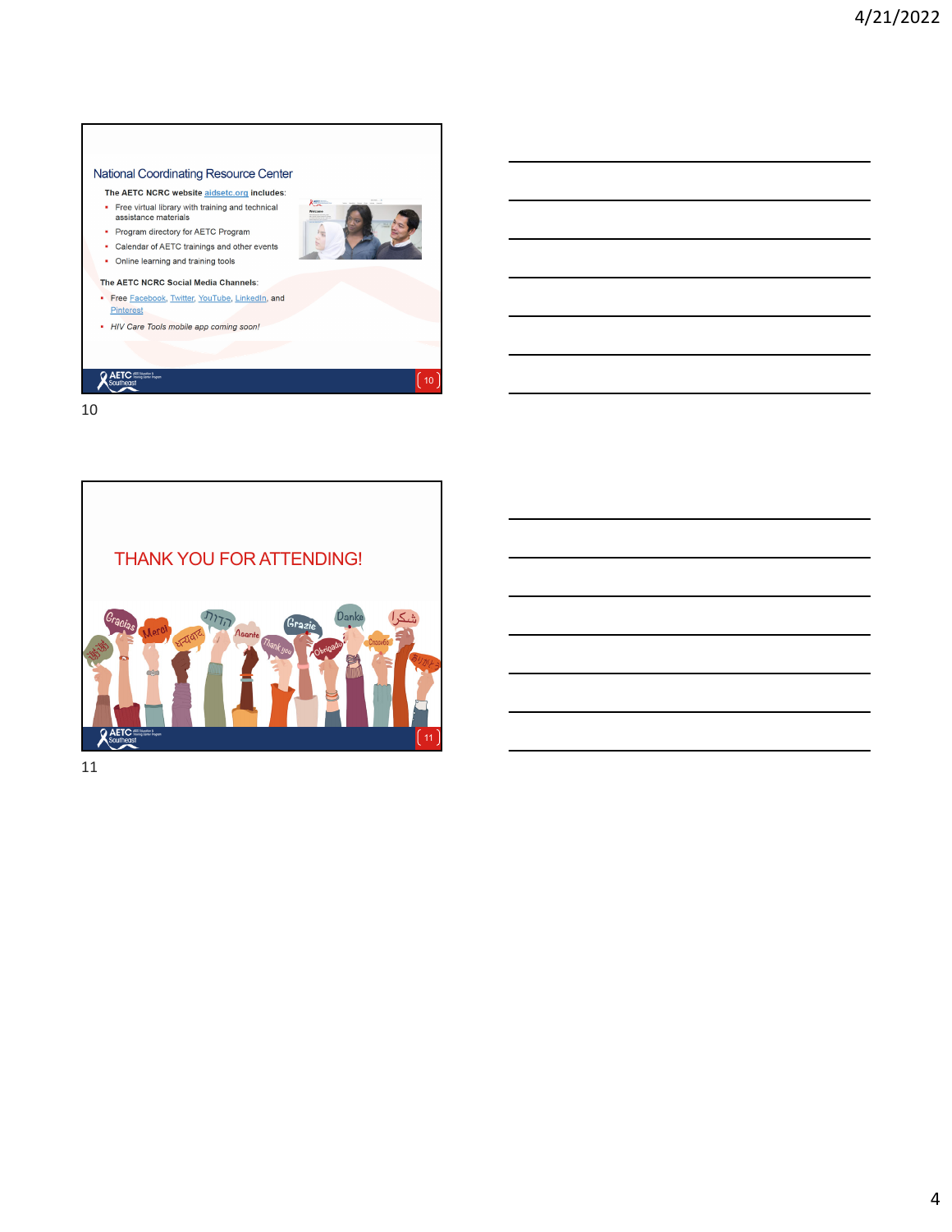## National Coordinating Resource Center

**The AETC NCRC website aidsetc.org includes:**

- Free virtual library with training and technical assistance materials
- Program directory for AETC Program
- Calendar of AETC trainings and other events
- Online learning and training tools

**The AETC NCRC Social Media Channels:**

- Free Facebook, Twitter, YouTube, LinkedIn, and Pinterest
- *HIV Care Tools mobile app coming soon!*

10

## THANK YOU FOR ATTENDING!

11